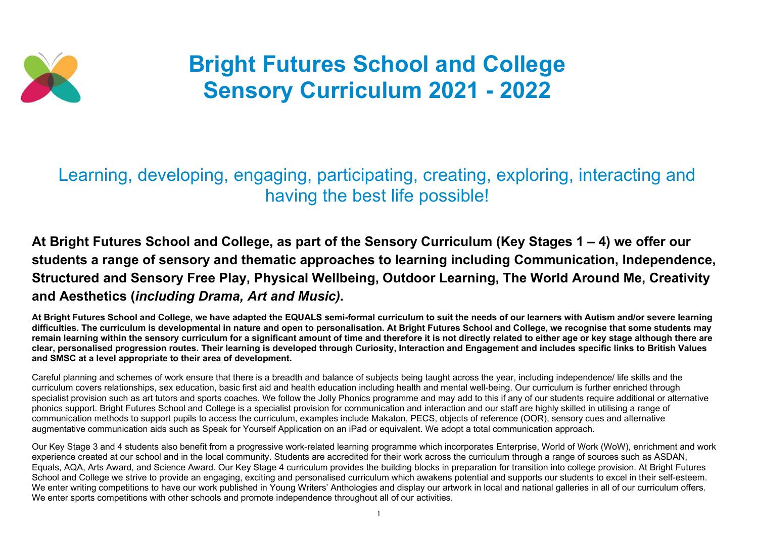# Bright Futures School and College
# Sensory Curriculum 2021 - 2022

## Learning, developing, engaging, participating, creating, exploring, interacting and having the best life possible!

### At Bright Futures School and College, as part of the Sensory Curriculum (Key Stages 1 – 4) we offer our students a range of sensory and thematic approaches to learning including Communication, Independence, Structured and Sensory Free Play, Physical Wellbeing, Outdoor Learning, The World Around Me, Creativity and Aesthetics (*including Drama, Art and Music).*

**At Bright Futures School and College, we have adapted the EQUALS semi-formal curriculum to suit the needs of our learners with Autism and/or severe learning difficulties. The curriculum is developmental in nature and open to personalisation. At Bright Futures School and College, we recognise that some students may remain learning within the sensory curriculum for a significant amount of time and therefore it is not directly related to either age or key stage although there are clear, personalised progression routes. Their learning is developed through Curiosity, Interaction and Engagement and includes specific links to British Values and SMSC at a level appropriate to their area of development.**

Careful planning and schemes of work ensure that there is a breadth and balance of subjects being taught across the year, including independence/ life skills and the curriculum covers relationships, sex education, basic first aid and health education including health and mental well-being. Our curriculum is further enriched through specialist provision such as art tutors and sports coaches. We follow the Jolly Phonics programme and may add to this if any of our students require additional or alternative phonics support. Bright Futures School and College is a specialist provision for communication and interaction and our staff are highly skilled in utilising a range of communication methods to support pupils to access the curriculum, examples include Makaton, PECS, objects of reference (OOR), sensory cues and alternative augmentative communication aids such as Speak for Yourself Application on an iPad or equivalent. We adopt a total communication approach.

Our Key Stage 3 and 4 students also benefit from a progressive work-related learning programme which incorporates Enterprise, World of Work (WoW), enrichment and work experience created at our school and in the local community. Students are accredited for their work across the curriculum through a range of sources such as ASDAN, Equals, AQA, Arts Award, and Science Award. Our Key Stage 4 curriculum provides the building blocks in preparation for transition into college provision. At Bright Futures School and College we strive to provide an engaging, exciting and personalised curriculum which awakens potential and supports our students to excel in their self-esteem. We enter writing competitions to have our work published in Young Writers' Anthologies and display our artwork in local and national galleries in all of our curriculum offers. We enter sports competitions with other schools and promote independence throughout all of our activities.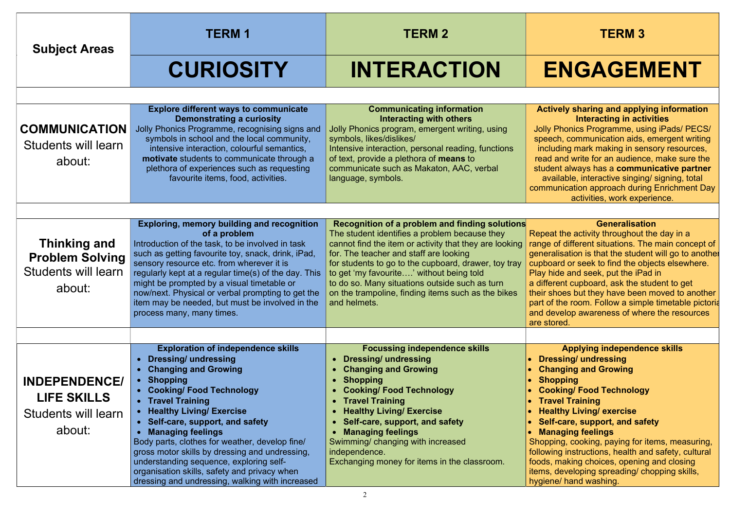| Subject Areas | TERM 1<br>**CURIOSITY** | TERM 2<br>**INTERACTION** | TERM 3<br>**ENGAGEMENT** |
|---|---|---|---|
| **COMMUNICATION** Students will learn about: | **Explore different ways to communicate Demonstrating a curiosity**<br>Jolly Phonics Programme, recognising signs and symbols in school and the local community, intensive interaction, colourful semantics, **motivate** students to communicate through a plethora of experiences such as requesting favourite items, food, activities. | **Communicating information Interacting with others**<br>Jolly Phonics program, emergent writing, using symbols, likes/dislikes/<br>Intensive interaction, personal reading, functions of text, provide a plethora of **means** to communicate such as Makaton, AAC, verbal language, symbols. | **Actively sharing and applying information Interacting in activities**<br>Jolly Phonics Programme, using iPads/ PECS/ speech, communication aids, emergent writing including mark making in sensory resources, read and write for an audience, make sure the student always has a **communicative partner** available, interactive singing/ signing, total communication approach during Enrichment Day activities, work experience. |
| **Thinking and Problem Solving** Students will learn about: | **Exploring, memory building and recognition of a problem**<br>Introduction of the task, to be involved in task such as getting favourite toy, snack, drink, iPad, sensory resource etc. from wherever it is regularly kept at a regular time(s) of the day. This might be prompted by a visual timetable or now/next. Physical or verbal prompting to get the item may be needed, but must be involved in the process many, many times. | **Recognition of a problem and finding solutions**<br>The student identifies a problem because they cannot find the item or activity that they are looking for. The teacher and staff are looking for students to go to the cupboard, drawer, toy tray to get 'my favourite….' without being told to do so. Many situations outside such as turn on the trampoline, finding items such as the bikes and helmets. | **Generalisation**<br>Repeat the activity throughout the day in a range of different situations. The main concept of generalisation is that the student will go to another cupboard or seek to find the objects elsewhere. Play hide and seek, put the iPad in a different cupboard, ask the student to get their shoes but they have been moved to another part of the room. Follow a simple timetable pictorial and develop awareness of where the resources are stored. |
| **INDEPENDENCE/ LIFE SKILLS** Students will learn about: | **Exploration of independence skills**<br>• **Dressing/ undressing**<br>• **Changing and Growing**<br>• **Shopping**<br>• **Cooking/ Food Technology**<br>• **Travel Training**<br>• **Healthy Living/ Exercise**<br>• **Self-care, support, and safety**<br>• **Managing feelings**<br>Body parts, clothes for weather, develop fine/ gross motor skills by dressing and undressing, understanding sequence, exploring self-organisation skills, safety and privacy when dressing and undressing, walking with increased | **Focussing independence skills**<br>• **Dressing/ undressing**<br>• **Changing and Growing**<br>• **Shopping**<br>• **Cooking/ Food Technology**<br>• **Travel Training**<br>• **Healthy Living/ Exercise**<br>• **Self-care, support, and safety**<br>• **Managing feelings**<br>Swimming/ changing with increased independence.<br>Exchanging money for items in the classroom. | **Applying independence skills**<br>• **Dressing/ undressing**<br>• **Changing and Growing**<br>• **Shopping**<br>• **Cooking/ Food Technology**<br>• **Travel Training**<br>• **Healthy Living/ exercise**<br>• **Self-care, support, and safety**<br>• **Managing feelings**<br>Shopping, cooking, paying for items, measuring, following instructions, health and safety, cultural foods, making choices, opening and closing items, developing spreading/ chopping skills, hygiene/ hand washing. |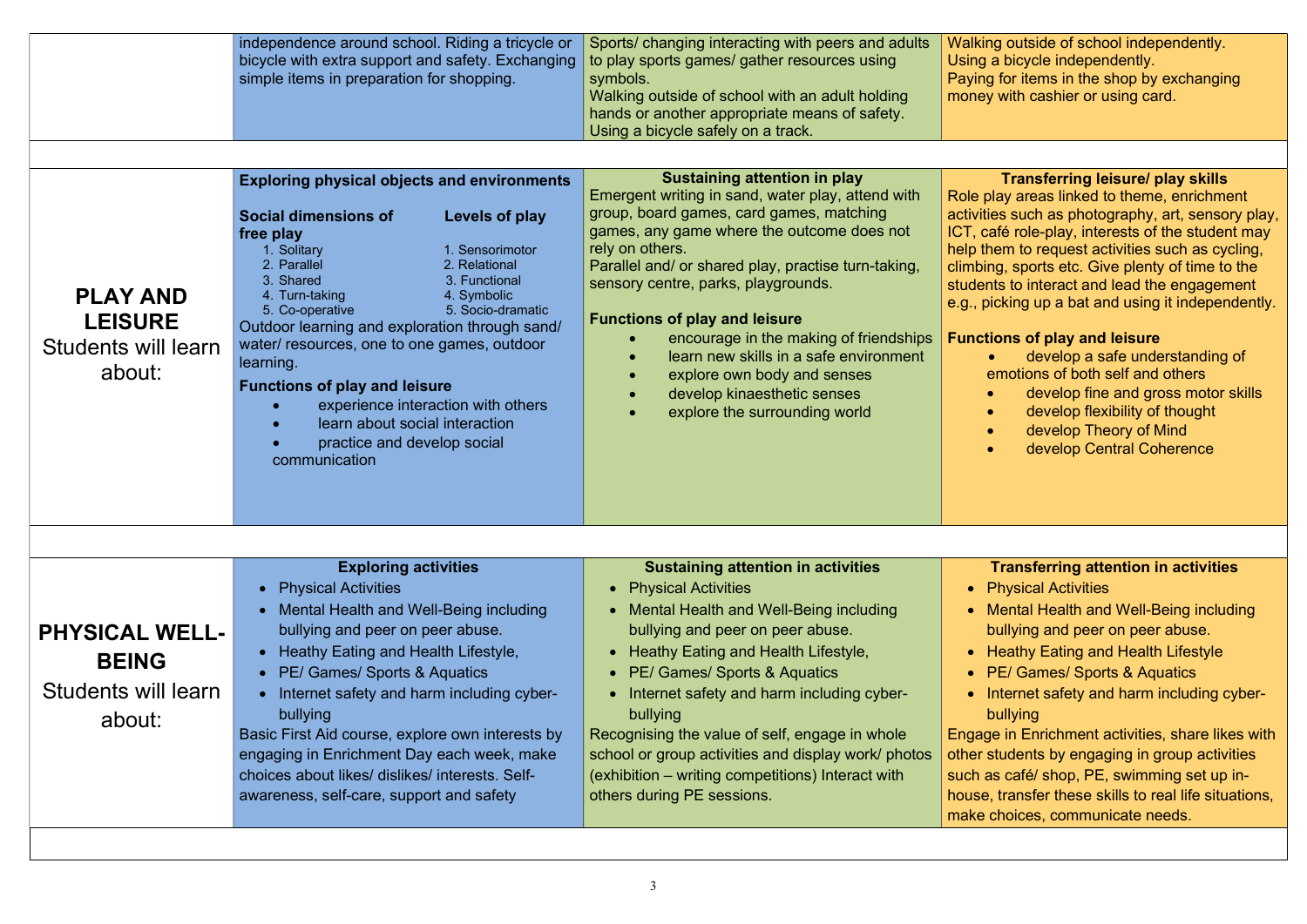| | | | |
|---|---|---|---|
| | independence around school. Riding a tricycle or bicycle with extra support and safety. Exchanging simple items in preparation for shopping. | Sports/ changing interacting with peers and adults to play sports games/ gather resources using symbols.<br>Walking outside of school with an adult holding hands or another appropriate means of safety.<br>Using a bicycle safely on a track. | Walking outside of school independently.<br>Using a bicycle independently.<br>Paying for items in the shop by exchanging money with cashier or using card. |
| | | | |
| **PLAY AND LEISURE** Students will learn about: | **Exploring physical objects and environments**<br><br>**Social dimensions of free play**<br>1. Solitary<br>2. Parallel<br>3. Shared<br>4. Turn-taking<br>5. Co-operative<br><br>**Levels of play**<br>1. Sensorimotor<br>2. Relational<br>3. Functional<br>4. Symbolic<br>5. Socio-dramatic<br><br>Outdoor learning and exploration through sand/ water/ resources, one to one games, outdoor learning.<br><br>**Functions of play and leisure**<br>• experience interaction with others<br>• learn about social interaction<br>• practice and develop social communication | **Sustaining attention in play**<br>Emergent writing in sand, water play, attend with group, board games, card games, matching games, any game where the outcome does not rely on others.<br>Parallel and/ or shared play, practise turn-taking, sensory centre, parks, playgrounds.<br><br>**Functions of play and leisure**<br>• encourage in the making of friendships<br>• learn new skills in a safe environment<br>• explore own body and senses<br>• develop kinaesthetic senses<br>• explore the surrounding world | **Transferring leisure/ play skills**<br>Role play areas linked to theme, enrichment activities such as photography, art, sensory play, ICT, café role-play, interests of the student may help them to request activities such as cycling, climbing, sports etc. Give plenty of time to the students to interact and lead the engagement e.g., picking up a bat and using it independently.<br><br>**Functions of play and leisure**<br>• develop a safe understanding of emotions of both self and others<br>• develop fine and gross motor skills<br>• develop flexibility of thought<br>• develop Theory of Mind<br>• develop Central Coherence |
| | | | |
| **PHYSICAL WELL-BEING** Students will learn about: | **Exploring activities**<br>• Physical Activities<br>• Mental Health and Well-Being including bullying and peer on peer abuse.<br>• Heathy Eating and Health Lifestyle,<br>• PE/ Games/ Sports & Aquatics<br>• Internet safety and harm including cyber-bullying<br><br>Basic First Aid course, explore own interests by engaging in Enrichment Day each week, make choices about likes/ dislikes/ interests. Self-awareness, self-care, support and safety | **Sustaining attention in activities**<br>• Physical Activities<br>• Mental Health and Well-Being including bullying and peer on peer abuse.<br>• Heathy Eating and Health Lifestyle,<br>• PE/ Games/ Sports & Aquatics<br>• Internet safety and harm including cyber-bullying<br><br>Recognising the value of self, engage in whole school or group activities and display work/ photos (exhibition – writing competitions) Interact with others during PE sessions. | **Transferring attention in activities**<br>• Physical Activities<br>• Mental Health and Well-Being including bullying and peer on peer abuse.<br>• Heathy Eating and Health Lifestyle<br>• PE/ Games/ Sports & Aquatics<br>• Internet safety and harm including cyber-bullying<br><br>Engage in Enrichment activities, share likes with other students by engaging in group activities such as café/ shop, PE, swimming set up in-house, transfer these skills to real life situations, make choices, communicate needs. |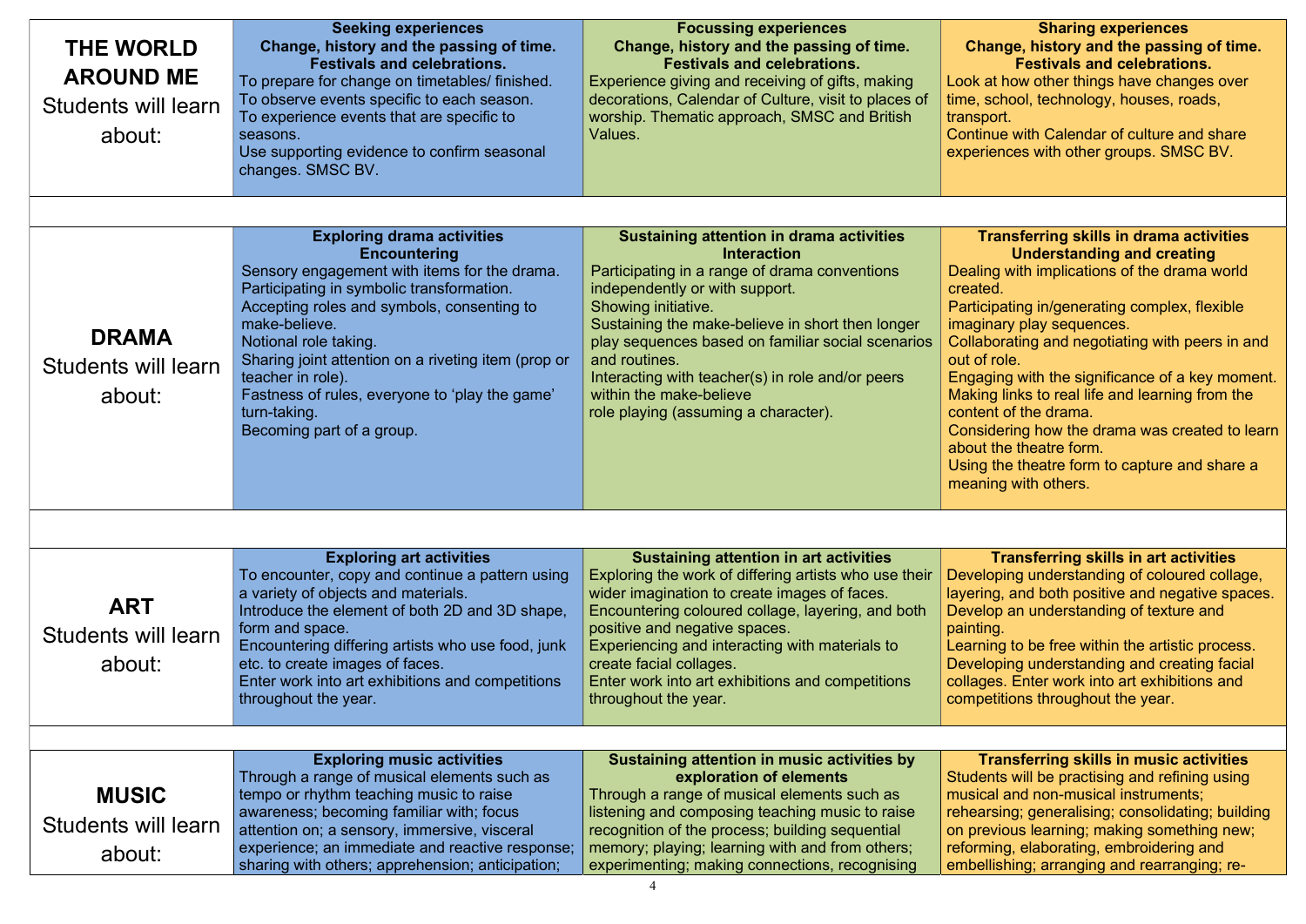| | | | |
|---|---|---|---|
| **THE WORLD AROUND ME** Students will learn about: | **Seeking experiences** **Change, history and the passing of time.** **Festivals and celebrations.** To prepare for change on timetables/ finished. To observe events specific to each season. To experience events that are specific to seasons. Use supporting evidence to confirm seasonal changes. SMSC BV. | **Focussing experiences** **Change, history and the passing of time.** **Festivals and celebrations.** Experience giving and receiving of gifts, making decorations, Calendar of Culture, visit to places of worship. Thematic approach, SMSC and British Values. | **Sharing experiences** **Change, history and the passing of time.** **Festivals and celebrations.** Look at how other things have changes over time, school, technology, houses, roads, transport. Continue with Calendar of culture and share experiences with other groups. SMSC BV. |
| | | | |
| **DRAMA** Students will learn about: | **Exploring drama activities** **Encountering** Sensory engagement with items for the drama. Participating in symbolic transformation. Accepting roles and symbols, consenting to make-believe. Notional role taking. Sharing joint attention on a riveting item (prop or teacher in role). Fastness of rules, everyone to 'play the game' turn-taking. Becoming part of a group. | **Sustaining attention in drama activities** **Interaction** Participating in a range of drama conventions independently or with support. Showing initiative. Sustaining the make-believe in short then longer play sequences based on familiar social scenarios and routines. Interacting with teacher(s) in role and/or peers within the make-believe role playing (assuming a character). | **Transferring skills in drama activities** **Understanding and creating** Dealing with implications of the drama world created. Participating in/generating complex, flexible imaginary play sequences. Collaborating and negotiating with peers in and out of role. Engaging with the significance of a key moment. Making links to real life and learning from the content of the drama. Considering how the drama was created to learn about the theatre form. Using the theatre form to capture and share a meaning with others. |
| | | | |
| **ART** Students will learn about: | **Exploring art activities** To encounter, copy and continue a pattern using a variety of objects and materials. Introduce the element of both 2D and 3D shape, form and space. Encountering differing artists who use food, junk etc. to create images of faces. Enter work into art exhibitions and competitions throughout the year. | **Sustaining attention in art activities** Exploring the work of differing artists who use their wider imagination to create images of faces. Encountering coloured collage, layering, and both positive and negative spaces. Experiencing and interacting with materials to create facial collages. Enter work into art exhibitions and competitions throughout the year. | **Transferring skills in art activities** Developing understanding of coloured collage, layering, and both positive and negative spaces. Develop an understanding of texture and painting. Learning to be free within the artistic process. Developing understanding and creating facial collages. Enter work into art exhibitions and competitions throughout the year. |
| | | | |
| **MUSIC** Students will learn about: | **Exploring music activities** Through a range of musical elements such as tempo or rhythm teaching music to raise awareness; becoming familiar with; focus attention on; a sensory, immersive, visceral experience; an immediate and reactive response; sharing with others; apprehension; anticipation; | **Sustaining attention in music activities by exploration of elements** Through a range of musical elements such as listening and composing teaching music to raise recognition of the process; building sequential memory; playing; learning with and from others; experimenting; making connections, recognising | **Transferring skills in music activities** Students will be practising and refining using musical and non-musical instruments; rehearsing; generalising; consolidating; building on previous learning; making something new; reforming, elaborating, embroidering and embellishing; arranging and rearranging; re- |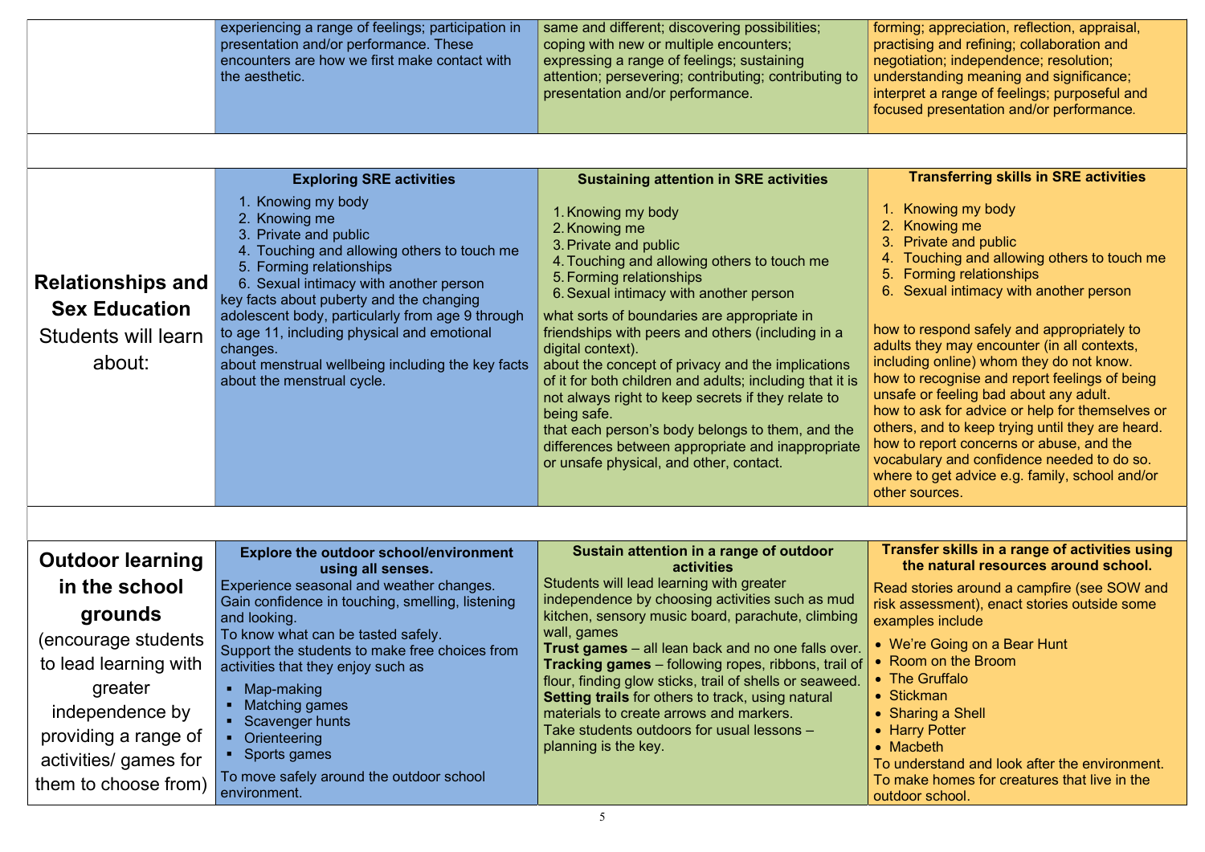|  | experiencing a range of feelings; participation in presentation and/or performance. These encounters are how we first make contact with the aesthetic. | same and different; discovering possibilities; coping with new or multiple encounters; expressing a range of feelings; sustaining attention; persevering; contributing; contributing to presentation and/or performance. | forming; appreciation, reflection, appraisal, practising and refining; collaboration and negotiation; independence; resolution; understanding meaning and significance; interpret a range of feelings; purposeful and focused presentation and/or performance. |
|---|---|---|---|
|  |  |  |  |
| **Relationships and Sex Education** Students will learn about: | **Exploring SRE activities**<br>1. Knowing my body<br>2. Knowing me<br>3. Private and public<br>4. Touching and allowing others to touch me<br>5. Forming relationships<br>6. Sexual intimacy with another person<br>key facts about puberty and the changing adolescent body, particularly from age 9 through to age 11, including physical and emotional changes.<br>about menstrual wellbeing including the key facts about the menstrual cycle. | **Sustaining attention in SRE activities**<br>1. Knowing my body<br>2. Knowing me<br>3. Private and public<br>4. Touching and allowing others to touch me<br>5. Forming relationships<br>6. Sexual intimacy with another person<br>what sorts of boundaries are appropriate in friendships with peers and others (including in a digital context).<br>about the concept of privacy and the implications of it for both children and adults; including that it is not always right to keep secrets if they relate to being safe.<br>that each person's body belongs to them, and the differences between appropriate and inappropriate or unsafe physical, and other, contact. | **Transferring skills in SRE activities**<br>1. Knowing my body<br>2. Knowing me<br>3. Private and public<br>4. Touching and allowing others to touch me<br>5. Forming relationships<br>6. Sexual intimacy with another person<br>how to respond safely and appropriately to adults they may encounter (in all contexts, including online) whom they do not know.<br>how to recognise and report feelings of being unsafe or feeling bad about any adult.<br>how to ask for advice or help for themselves or others, and to keep trying until they are heard.<br>how to report concerns or abuse, and the vocabulary and confidence needed to do so.<br>where to get advice e.g. family, school and/or other sources. |
|  |  |  |  |
| **Outdoor learning in the school grounds** (encourage students to lead learning with greater independence by providing a range of activities/ games for them to choose from) | **Explore the outdoor school/environment using all senses.**<br>Experience seasonal and weather changes.<br>Gain confidence in touching, smelling, listening and looking.<br>To know what can be tasted safely.<br>Support the students to make free choices from activities that they enjoy such as<br>▪ Map-making<br>▪ Matching games<br>▪ Scavenger hunts<br>▪ Orienteering<br>▪ Sports games<br>To move safely around the outdoor school environment. | **Sustain attention in a range of outdoor activities**<br>Students will lead learning with greater independence by choosing activities such as mud kitchen, sensory music board, parachute, climbing wall, games<br>**Trust games** – all lean back and no one falls over.<br>**Tracking games** – following ropes, ribbons, trail of flour, finding glow sticks, trail of shells or seaweed.<br>**Setting trails** for others to track, using natural materials to create arrows and markers.<br>Take students outdoors for usual lessons – planning is the key. | **Transfer skills in a range of activities using the natural resources around school.**<br>Read stories around a campfire (see SOW and risk assessment), enact stories outside some examples include<br>• We're Going on a Bear Hunt<br>• Room on the Broom<br>• The Gruffalo<br>• Stickman<br>• Sharing a Shell<br>• Harry Potter<br>• Macbeth<br>To understand and look after the environment.<br>To make homes for creatures that live in the outdoor school. |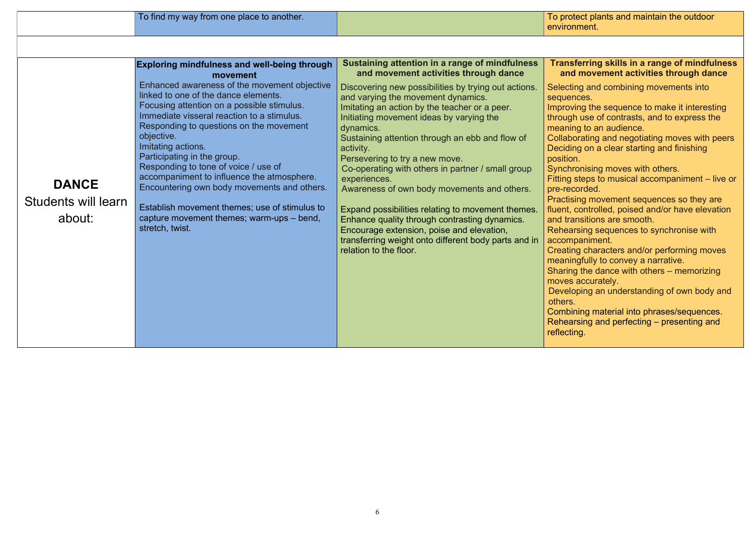| | | | |
|---|---|---|---|
| | To find my way from one place to another. | | To protect plants and maintain the outdoor environment. |
| | | | |
| **DANCE**<br>Students will learn about: | **Exploring mindfulness and well-being through movement**<br>Enhanced awareness of the movement objective linked to one of the dance elements.<br>Focusing attention on a possible stimulus.<br>Immediate visseral reaction to a stimulus.<br>Responding to questions on the movement objective.<br>Imitating actions.<br>Participating in the group.<br>Responding to tone of voice / use of accompaniment to influence the atmosphere.<br>Encountering own body movements and others.<br><br>Establish movement themes; use of stimulus to capture movement themes; warm-ups – bend, stretch, twist. | **Sustaining attention in a range of mindfulness and movement activities through dance**<br>Discovering new possibilities by trying out actions. and varying the movement dynamics.<br>Imitating an action by the teacher or a peer.<br>Initiating movement ideas by varying the dynamics.<br>Sustaining attention through an ebb and flow of activity.<br>Persevering to try a new move.<br>Co-operating with others in partner / small group experiences.<br>Awareness of own body movements and others.<br><br>Expand possibilities relating to movement themes.<br>Enhance quality through contrasting dynamics.<br>Encourage extension, poise and elevation, transferring weight onto different body parts and in relation to the floor. | **Transferring skills in a range of mindfulness and movement activities through dance**<br>Selecting and combining movements into sequences.<br>Improving the sequence to make it interesting through use of contrasts, and to express the meaning to an audience.<br>Collaborating and negotiating moves with peers<br>Deciding on a clear starting and finishing position.<br>Synchronising moves with others.<br>Fitting steps to musical accompaniment – live or pre-recorded.<br>Practising movement sequences so they are fluent, controlled, poised and/or have elevation and transitions are smooth.<br>Rehearsing sequences to synchronise with accompaniment.<br>Creating characters and/or performing moves meaningfully to convey a narrative.<br>Sharing the dance with others – memorizing moves accurately.<br>Developing an understanding of own body and others.<br>Combining material into phrases/sequences.<br>Rehearsing and perfecting – presenting and reflecting. |